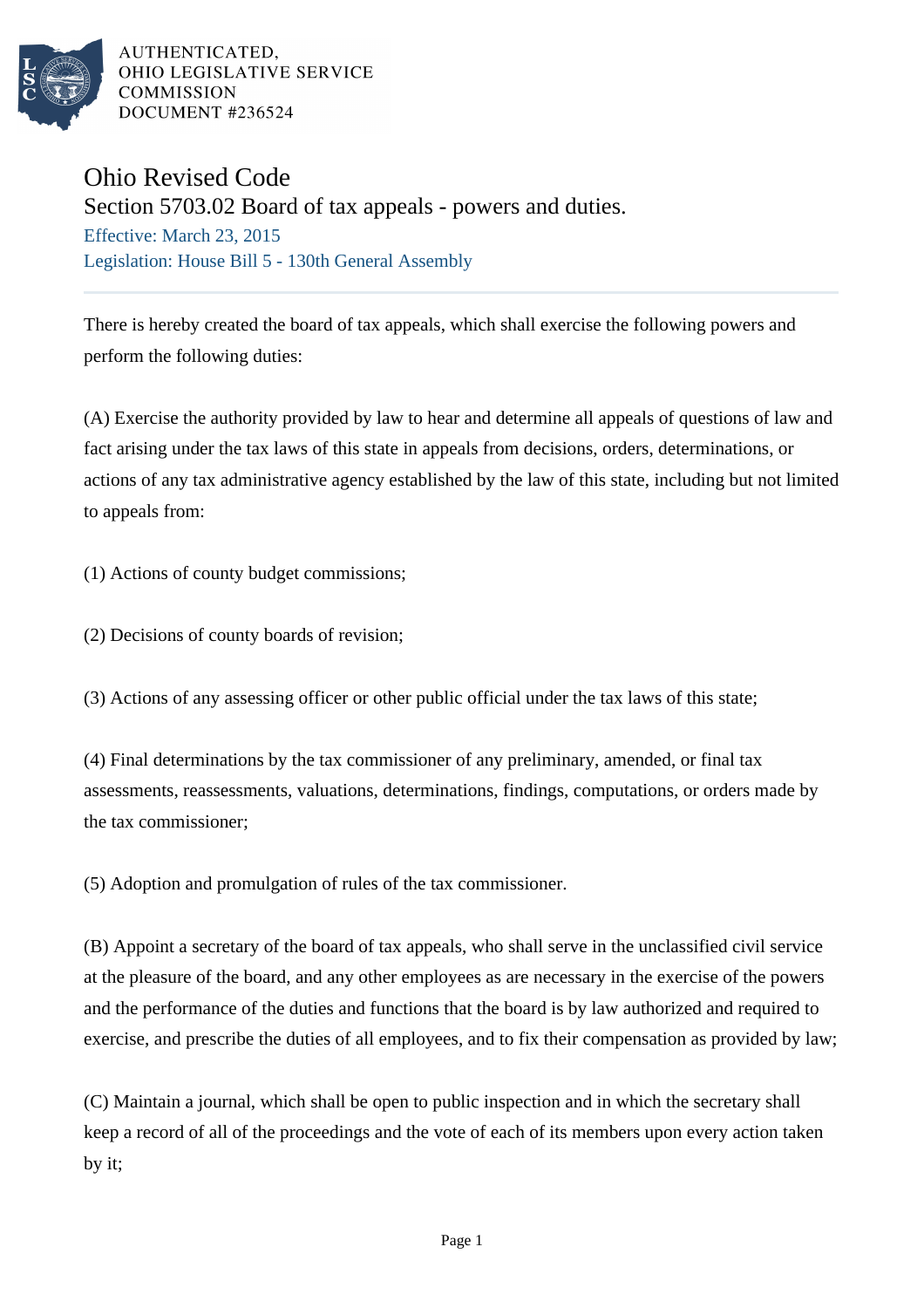AUTHENTICATED,
OHIO LEGISLATIVE SERVICE
COMMISSION
DOCUMENT #236524

# Ohio Revised Code

## Section 5703.02 Board of tax appeals - powers and duties.

Effective: March 23, 2015

Legislation: House Bill 5 - 130th General Assembly

---

There is hereby created the board of tax appeals, which shall exercise the following powers and perform the following duties:

(A) Exercise the authority provided by law to hear and determine all appeals of questions of law and fact arising under the tax laws of this state in appeals from decisions, orders, determinations, or actions of any tax administrative agency established by the law of this state, including but not limited to appeals from:

(1) Actions of county budget commissions;

(2) Decisions of county boards of revision;

(3) Actions of any assessing officer or other public official under the tax laws of this state;

(4) Final determinations by the tax commissioner of any preliminary, amended, or final tax assessments, reassessments, valuations, determinations, findings, computations, or orders made by the tax commissioner;

(5) Adoption and promulgation of rules of the tax commissioner.

(B) Appoint a secretary of the board of tax appeals, who shall serve in the unclassified civil service at the pleasure of the board, and any other employees as are necessary in the exercise of the powers and the performance of the duties and functions that the board is by law authorized and required to exercise, and prescribe the duties of all employees, and to fix their compensation as provided by law;

(C) Maintain a journal, which shall be open to public inspection and in which the secretary shall keep a record of all of the proceedings and the vote of each of its members upon every action taken by it;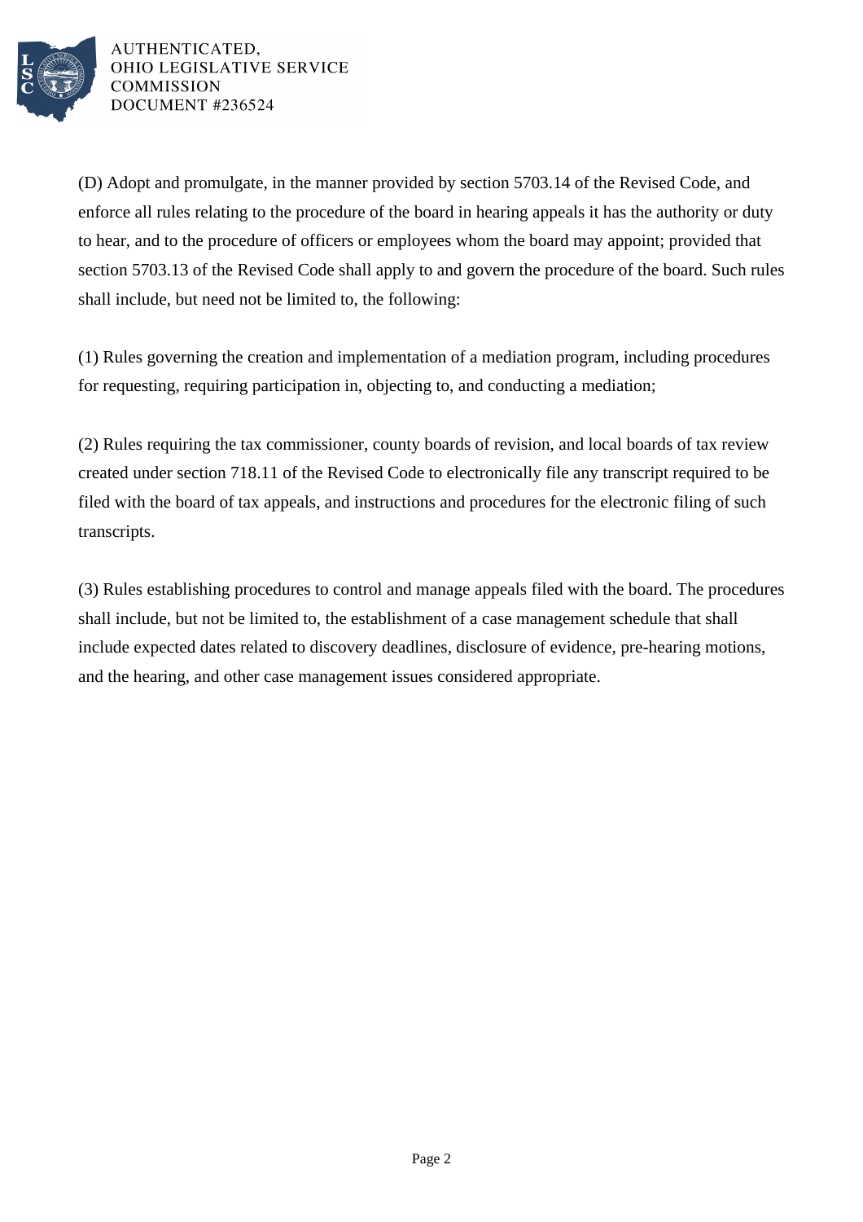(D) Adopt and promulgate, in the manner provided by section 5703.14 of the Revised Code, and enforce all rules relating to the procedure of the board in hearing appeals it has the authority or duty to hear, and to the procedure of officers or employees whom the board may appoint; provided that section 5703.13 of the Revised Code shall apply to and govern the procedure of the board. Such rules shall include, but need not be limited to, the following:

(1) Rules governing the creation and implementation of a mediation program, including procedures for requesting, requiring participation in, objecting to, and conducting a mediation;

(2) Rules requiring the tax commissioner, county boards of revision, and local boards of tax review created under section 718.11 of the Revised Code to electronically file any transcript required to be filed with the board of tax appeals, and instructions and procedures for the electronic filing of such transcripts.

(3) Rules establishing procedures to control and manage appeals filed with the board. The procedures shall include, but not be limited to, the establishment of a case management schedule that shall include expected dates related to discovery deadlines, disclosure of evidence, pre-hearing motions, and the hearing, and other case management issues considered appropriate.